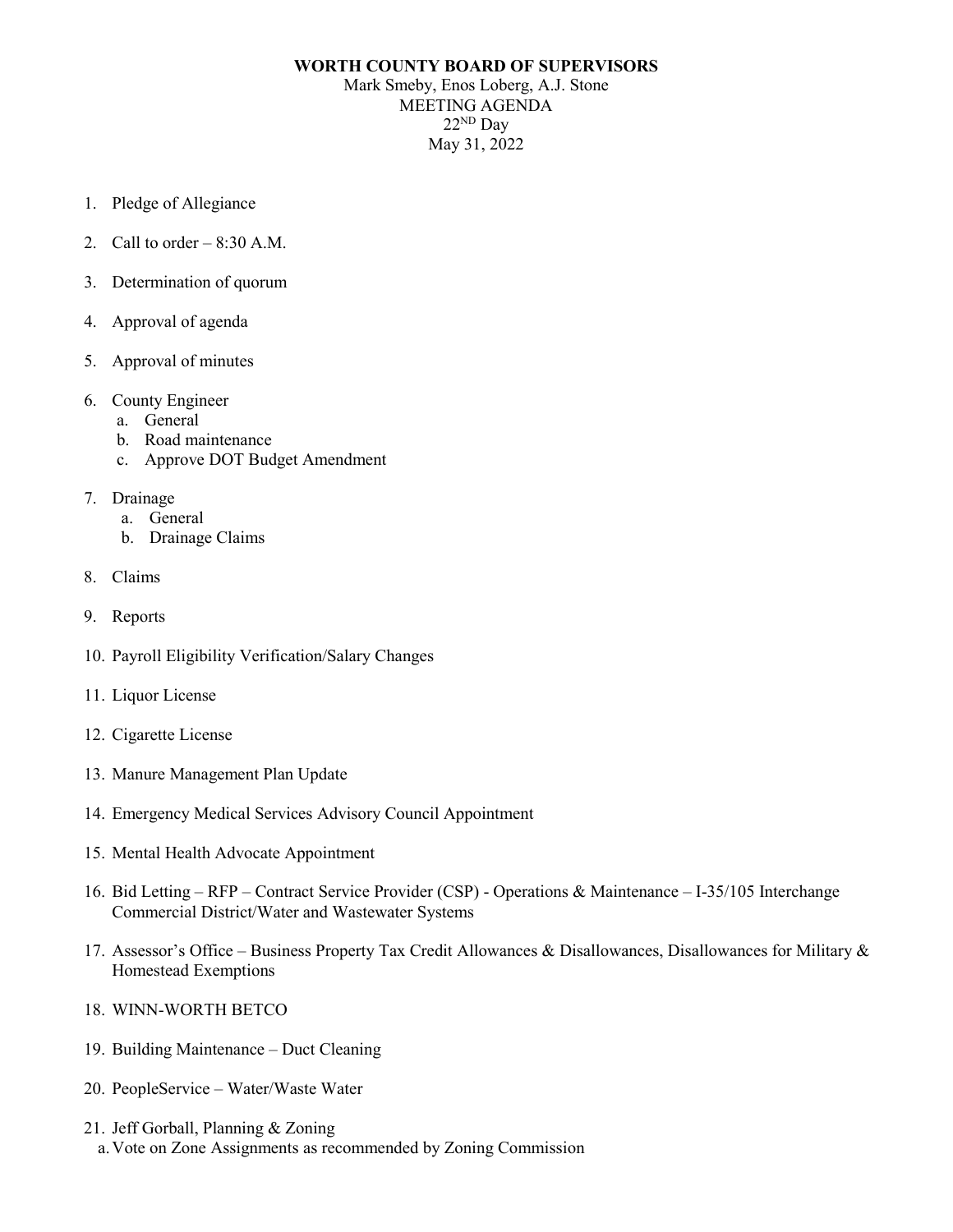**WORTH COUNTY BOARD OF SUPERVISORS**

Mark Smeby, Enos Loberg, A.J. Stone

MEETING AGENDA

22ND Day

May 31, 2022

1. Pledge of Allegiance
2. Call to order – 8:30 A.M.
3. Determination of quorum
4. Approval of agenda
5. Approval of minutes
6. County Engineer
   a. General
   b. Road maintenance
   c. Approve DOT Budget Amendment
7. Drainage
   a. General
   b. Drainage Claims
8. Claims
9. Reports
10. Payroll Eligibility Verification/Salary Changes
11. Liquor License
12. Cigarette License
13. Manure Management Plan Update
14. Emergency Medical Services Advisory Council Appointment
15. Mental Health Advocate Appointment
16. Bid Letting – RFP – Contract Service Provider (CSP) - Operations & Maintenance – I-35/105 Interchange Commercial District/Water and Wastewater Systems
17. Assessor's Office – Business Property Tax Credit Allowances & Disallowances, Disallowances for Military & Homestead Exemptions
18. WINN-WORTH BETCO
19. Building Maintenance – Duct Cleaning
20. PeopleService – Water/Waste Water
21. Jeff Gorball, Planning & Zoning
   a. Vote on Zone Assignments as recommended by Zoning Commission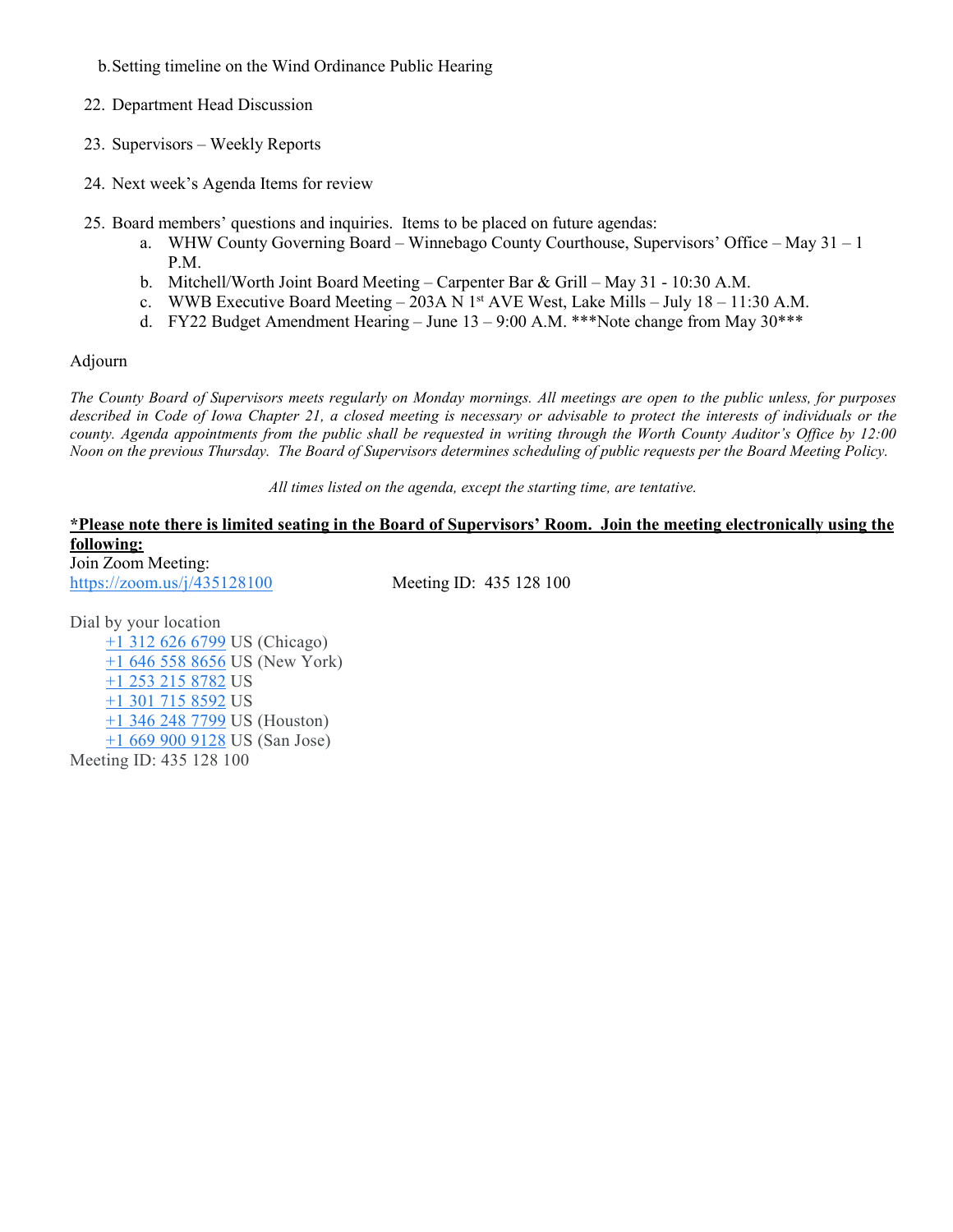b. Setting timeline on the Wind Ordinance Public Hearing

22. Department Head Discussion

23. Supervisors – Weekly Reports

24. Next week's Agenda Items for review

25. Board members' questions and inquiries. Items to be placed on future agendas:
    a. WHW County Governing Board – Winnebago County Courthouse, Supervisors' Office – May 31 – 1 P.M.
    b. Mitchell/Worth Joint Board Meeting – Carpenter Bar & Grill – May 31 - 10:30 A.M.
    c. WWB Executive Board Meeting – 203A N 1st AVE West, Lake Mills – July 18 – 11:30 A.M.
    d. FY22 Budget Amendment Hearing – June 13 – 9:00 A.M. ***Note change from May 30***

Adjourn

*The County Board of Supervisors meets regularly on Monday mornings. All meetings are open to the public unless, for purposes described in Code of Iowa Chapter 21, a closed meeting is necessary or advisable to protect the interests of individuals or the county. Agenda appointments from the public shall be requested in writing through the Worth County Auditor's Office by 12:00 Noon on the previous Thursday. The Board of Supervisors determines scheduling of public requests per the Board Meeting Policy.*

*All times listed on the agenda, except the starting time, are tentative.*

**\*Please note there is limited seating in the Board of Supervisors' Room. Join the meeting electronically using the following:**

Join Zoom Meeting:
https://zoom.us/j/435128100 Meeting ID: 435 128 100

Dial by your location
+1 312 626 6799 US (Chicago)
+1 646 558 8656 US (New York)
+1 253 215 8782 US
+1 301 715 8592 US
+1 346 248 7799 US (Houston)
+1 669 900 9128 US (San Jose)
Meeting ID: 435 128 100